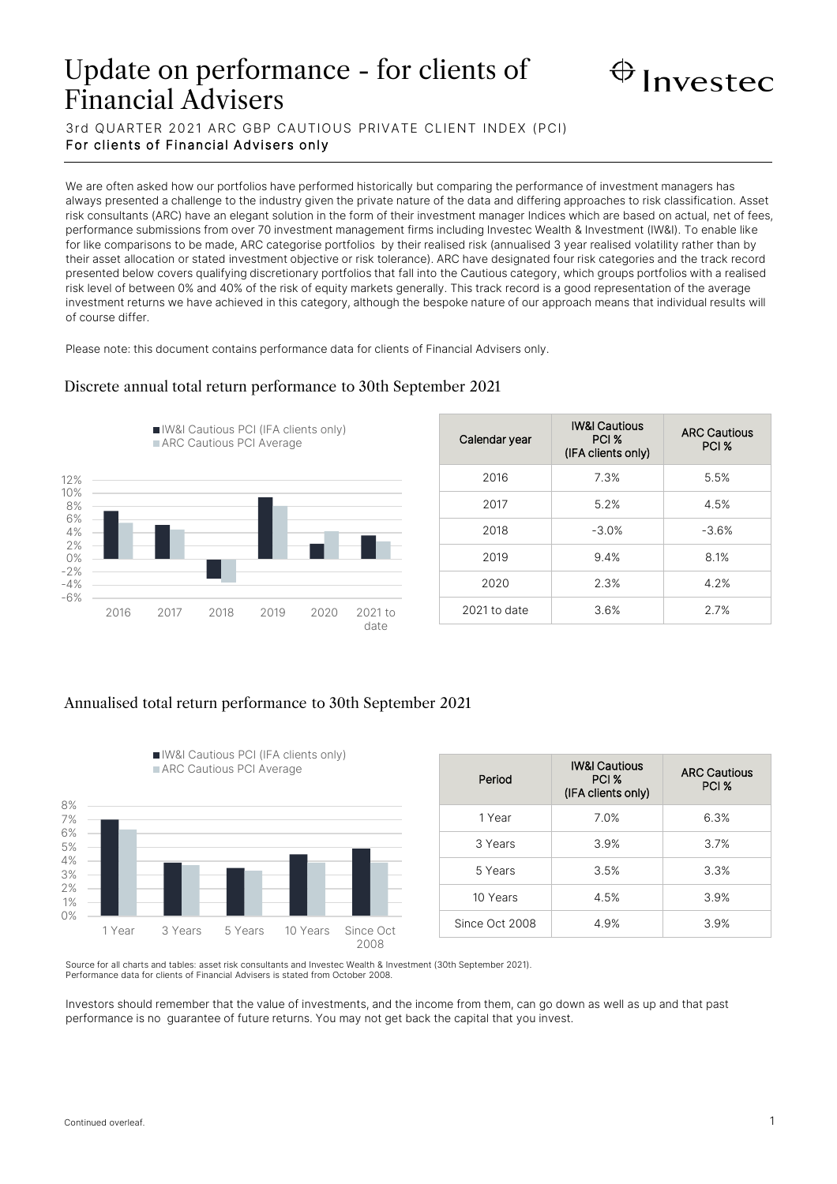# Update on performance - for clients of Financial Advisers

Investec

3rd QUARTER 2021 ARC GBP CAUTIOUS PRIVATE CLIENT INDEX (PCI)

**For clients of Financial Advisers only**

We are often asked how our portfolios have performed historically but comparing the performance of investment managers has always presented a challenge to the industry given the private nature of the data and differing approaches to risk classification. Asset risk consultants (ARC) have an elegant solution in the form of their investment manager Indices which are based on actual, net of fees, performance submissions from over 70 investment management firms including Investec Wealth & Investment (IW&I). To enable like for like comparisons to be made, ARC categorise portfolios by their realised risk (annualised 3 year realised volatility rather than by their asset allocation or stated investment objective or risk tolerance). ARC have designated four risk categories and the track record presented below covers qualifying discretionary portfolios that fall into the Cautious category, which groups portfolios with a realised risk level of between 0% and 40% of the risk of equity markets generally. This track record is a good representation of the average investment returns we have achieved in this category, although the bespoke nature of our approach means that individual results will of course differ.

Please note: this document contains performance data for clients of Financial Advisers only.

## Discrete annual total return performance to 30th September 2021

| Calendar year | IW&I Cautious PCI % (IFA clients only) | ARC Cautious PCI % |
|---|---|---|
| 2016 | 7.3% | 5.5% |
| 2017 | 5.2% | 4.5% |
| 2018 | -3.0% | -3.6% |
| 2019 | 9.4% | 8.1% |
| 2020 | 2.3% | 4.2% |
| 2021 to date | 3.6% | 2.7% |

## Annualised total return performance to 30th September 2021

| Period | IW&I Cautious PCI % (IFA clients only) | ARC Cautious PCI % |
|---|---|---|
| 1 Year | 7.0% | 6.3% |
| 3 Years | 3.9% | 3.7% |
| 5 Years | 3.5% | 3.3% |
| 10 Years | 4.5% | 3.9% |
| Since Oct 2008 | 4.9% | 3.9% |

Source for all charts and tables: asset risk consultants and Investec Wealth & Investment (30th September 2021).
Performance data for clients of Financial Advisers is stated from October 2008.

Investors should remember that the value of investments, and the income from them, can go down as well as up and that past performance is no guarantee of future returns. You may not get back the capital that you invest.

Continued overleaf.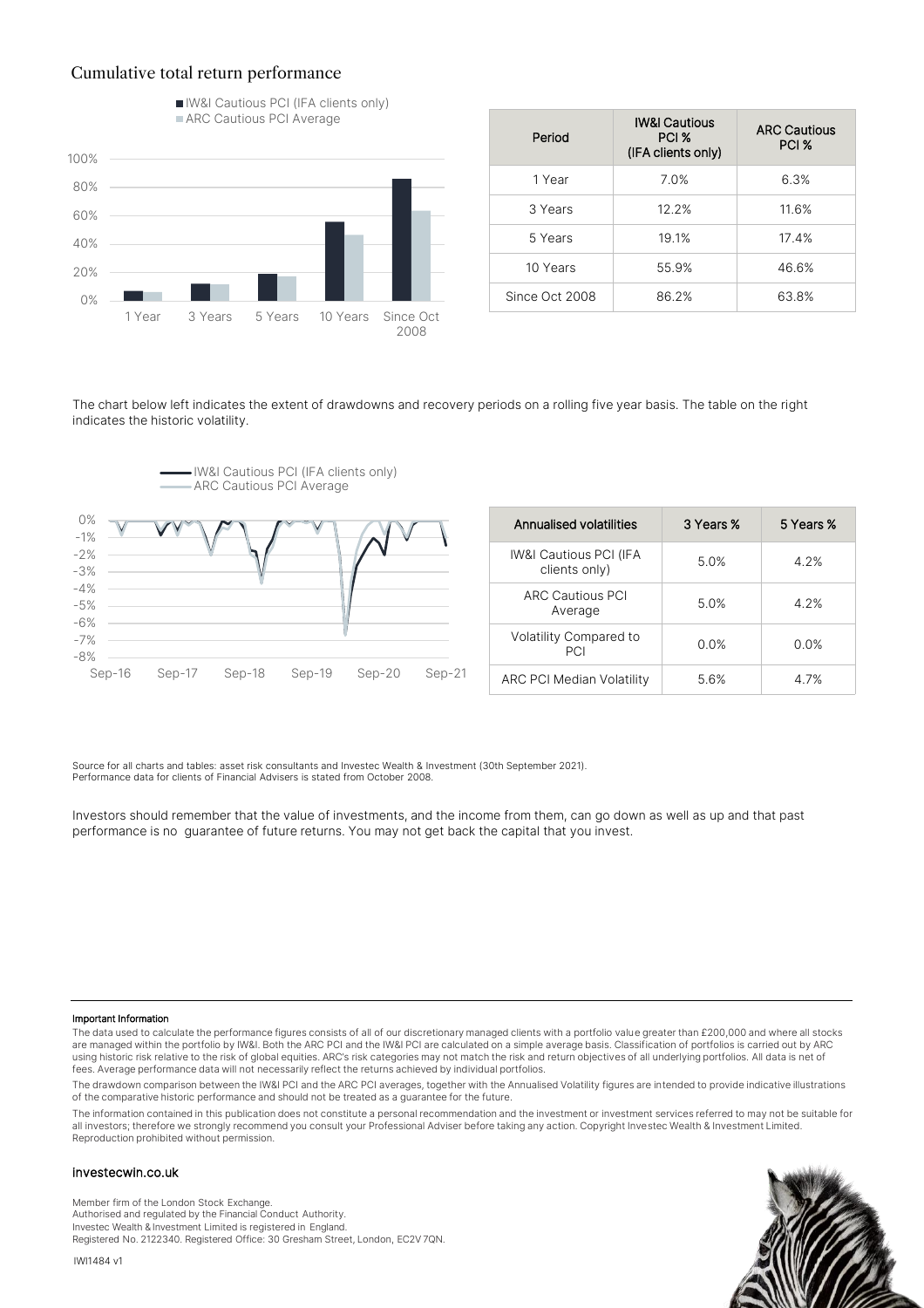## Cumulative total return performance

■ IW&I Cautious PCI (IFA clients only)
■ ARC Cautious PCI Average

100%
80%
60%
40%
20%
0%

1 Year
3 Years
5 Years
10 Years
Since Oct 2008

| Period | IW&I Cautious PCI % (IFA clients only) | ARC Cautious PCI % |
|---|---|---|
| 1 Year | 7.0% | 6.3% |
| 3 Years | 12.2% | 11.6% |
| 5 Years | 19.1% | 17.4% |
| 10 Years | 55.9% | 46.6% |
| Since Oct 2008 | 86.2% | 63.8% |

The chart below left indicates the extent of drawdowns and recovery periods on a rolling five year basis. The table on the right indicates the historic volatility.

IW&I Cautious PCI (IFA clients only)
ARC Cautious PCI Average

0%
-1%
-2%
-3%
-4%
-5%
-6%
-7%
-8%

Sep-16
Sep-17
Sep-18
Sep-19
Sep-20
Sep-21

| Annualised volatilities | 3 Years % | 5 Years % |
|---|---|---|
| IW&I Cautious PCI (IFA clients only) | 5.0% | 4.2% |
| ARC Cautious PCI Average | 5.0% | 4.2% |
| Volatility Compared to PCI | 0.0% | 0.0% |
| ARC PCI Median Volatility | 5.6% | 4.7% |

Source for all charts and tables: asset risk consultants and Investec Wealth & Investment (30th September 2021).
Performance data for clients of Financial Advisers is stated from October 2008.

Investors should remember that the value of investments, and the income from them, can go down as well as up and that past performance is no guarantee of future returns. You may not get back the capital that you invest.

**Important Information**

The data used to calculate the performance figures consists of all of our discretionary managed clients with a portfolio value greater than £200,000 and where all stocks are managed within the portfolio by IW&I. Both the ARC PCI and the IW&I PCI are calculated on a simple average basis. Classification of portfolios is carried out by ARC using historic risk relative to the risk of global equities. ARC's risk categories may not match the risk and return objectives of all underlying portfolios. All data is net of fees. Average performance data will not necessarily reflect the returns achieved by individual portfolios.

The drawdown comparison between the IW&I PCI and the ARC PCI averages, together with the Annualised Volatility figures are intended to provide indicative illustrations of the comparative historic performance and should not be treated as a guarantee for the future.

The information contained in this publication does not constitute a personal recommendation and the investment or investment services referred to may not be suitable for all investors; therefore we strongly recommend you consult your Professional Adviser before taking any action. Copyright Investec Wealth & Investment Limited. Reproduction prohibited without permission.

**investecwin.co.uk**

Member firm of the London Stock Exchange.
Authorised and regulated by the Financial Conduct Authority.
Investec Wealth & Investment Limited is registered in England.
Registered No. 2122340. Registered Office: 30 Gresham Street, London, EC2V 7QN.

IWI1484 v1